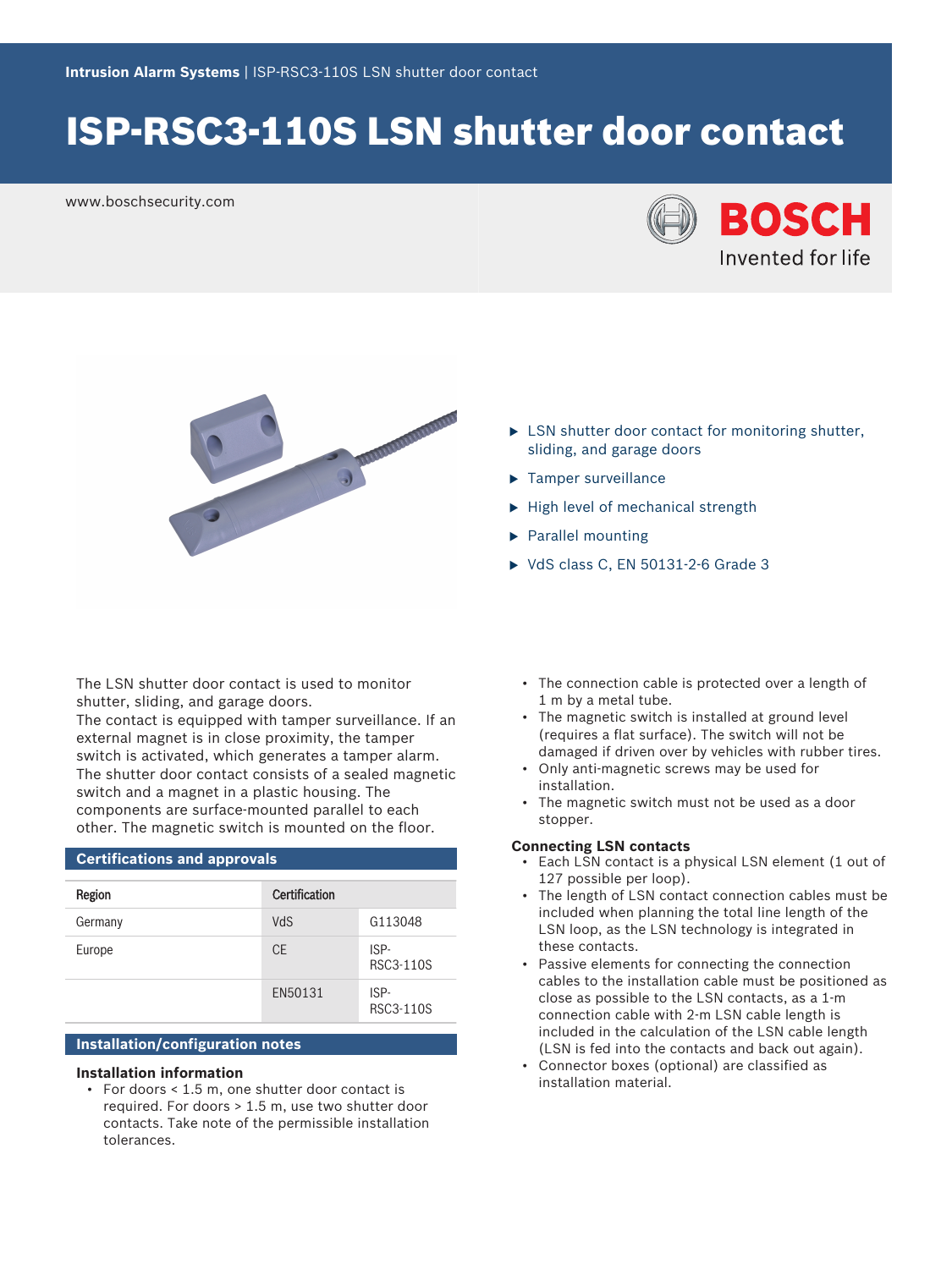Intrusion Alarm Systems | ISP-RSC3-110S LSN shutter door contact

# ISP-RSC3-110S LSN shutter door contact

www.boschsecurity.com

BOSCH
Invented for life

- LSN shutter door contact for monitoring shutter, sliding, and garage doors
- Tamper surveillance
- High level of mechanical strength
- Parallel mounting
- VdS class C, EN 50131-2-6 Grade 3

The LSN shutter door contact is used to monitor shutter, sliding, and garage doors.
The contact is equipped with tamper surveillance. If an external magnet is in close proximity, the tamper switch is activated, which generates a tamper alarm.
The shutter door contact consists of a sealed magnetic switch and a magnet in a plastic housing. The components are surface-mounted parallel to each other. The magnetic switch is mounted on the floor.

## Certifications and approvals

| Region | Certification | |
|---|---|---|
| Germany | VdS | G113048 |
| Europe | CE | ISP-RSC3-110S |
| | EN50131 | ISP-RSC3-110S |

## Installation/configuration notes

### Installation information

- For doors < 1.5 m, one shutter door contact is required. For doors > 1.5 m, use two shutter door contacts. Take note of the permissible installation tolerances.
- The connection cable is protected over a length of 1 m by a metal tube.
- The magnetic switch is installed at ground level (requires a flat surface). The switch will not be damaged if driven over by vehicles with rubber tires.
- Only anti-magnetic screws may be used for installation.
- The magnetic switch must not be used as a door stopper.

### Connecting LSN contacts

- Each LSN contact is a physical LSN element (1 out of 127 possible per loop).
- The length of LSN contact connection cables must be included when planning the total line length of the LSN loop, as the LSN technology is integrated in these contacts.
- Passive elements for connecting the connection cables to the installation cable must be positioned as close as possible to the LSN contacts, as a 1-m connection cable with 2-m LSN cable length is included in the calculation of the LSN cable length (LSN is fed into the contacts and back out again).
- Connector boxes (optional) are classified as installation material.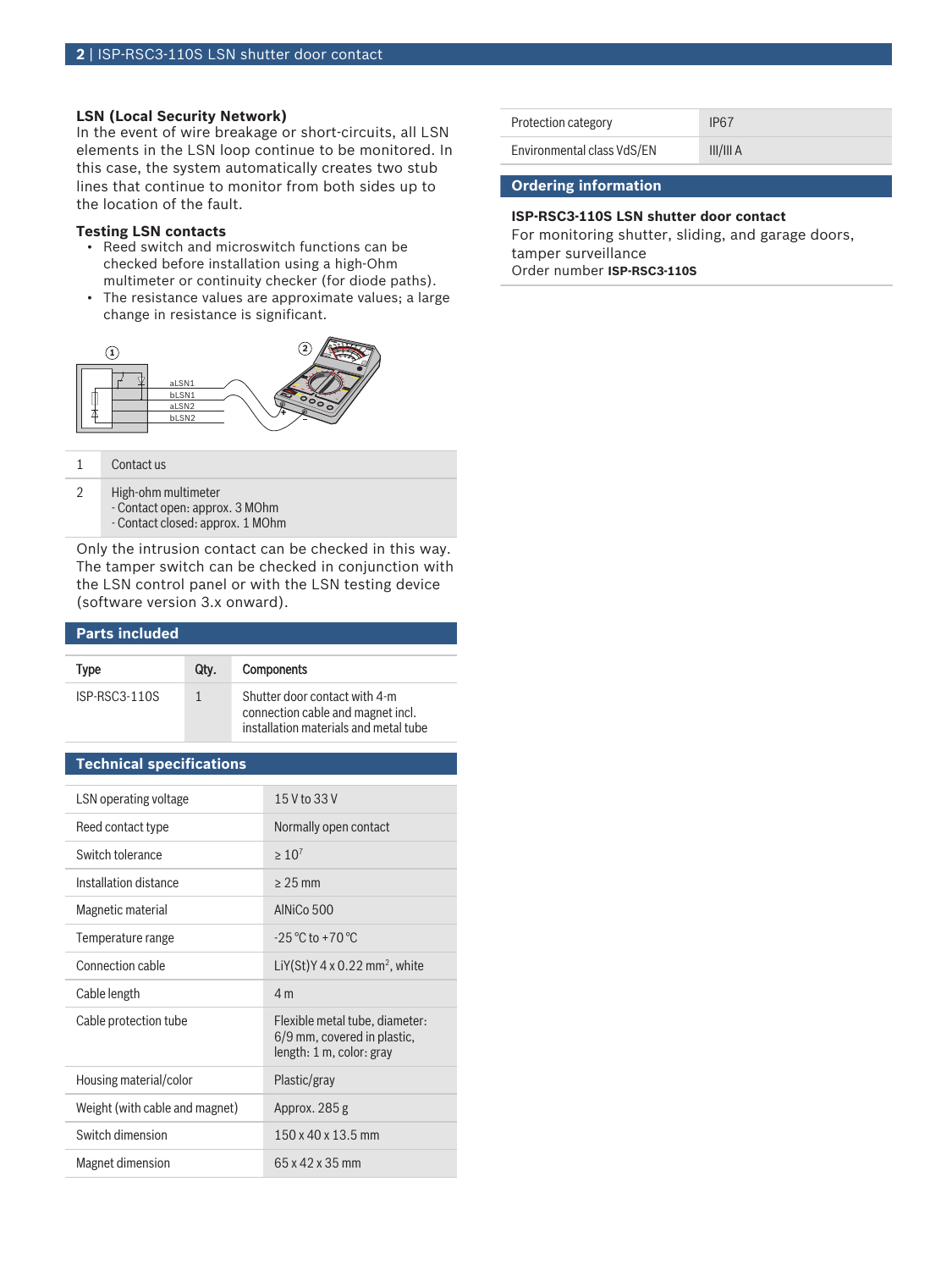### LSN (Local Security Network)

In the event of wire breakage or short-circuits, all LSN elements in the LSN loop continue to be monitored. In this case, the system automatically creates two stub lines that continue to monitor from both sides up to the location of the fault.

### Testing LSN contacts

- Reed switch and microswitch functions can be checked before installation using a high-Ohm multimeter or continuity checker (for diode paths).
- The resistance values are approximate values; a large change in resistance is significant.

| | |
|---|---|
| 1 | Contact us |
| 2 | High-ohm multimeter<br>- Contact open: approx. 3 MOhm<br>- Contact closed: approx. 1 MOhm |

Only the intrusion contact can be checked in this way. The tamper switch can be checked in conjunction with the LSN control panel or with the LSN testing device (software version 3.x onward).

## Parts included

| Type | Qty. | Components |
|---|---|---|
| ISP-RSC3-110S | 1 | Shutter door contact with 4-m connection cable and magnet incl. installation materials and metal tube |

## Technical specifications

| | |
|---|---|
| LSN operating voltage | 15 V to 33 V |
| Reed contact type | Normally open contact |
| Switch tolerance | ≥ $10^7$ |
| Installation distance | ≥ 25 mm |
| Magnetic material | AlNiCo 500 |
| Temperature range | -25 °C to +70 °C |
| Connection cable | LiY(St)Y 4 x 0.22 $mm^2$, white |
| Cable length | 4 m |
| Cable protection tube | Flexible metal tube, diameter: 6/9 mm, covered in plastic, length: 1 m, color: gray |
| Housing material/color | Plastic/gray |
| Weight (with cable and magnet) | Approx. 285 g |
| Switch dimension | 150 x 40 x 13.5 mm |
| Magnet dimension | 65 x 42 x 35 mm |
| Protection category | IP67 |
| Environmental class VdS/EN | III/III A |

## Ordering information

**ISP-RSC3-110S LSN shutter door contact**
For monitoring shutter, sliding, and garage doors, tamper surveillance
Order number **ISP-RSC3-110S**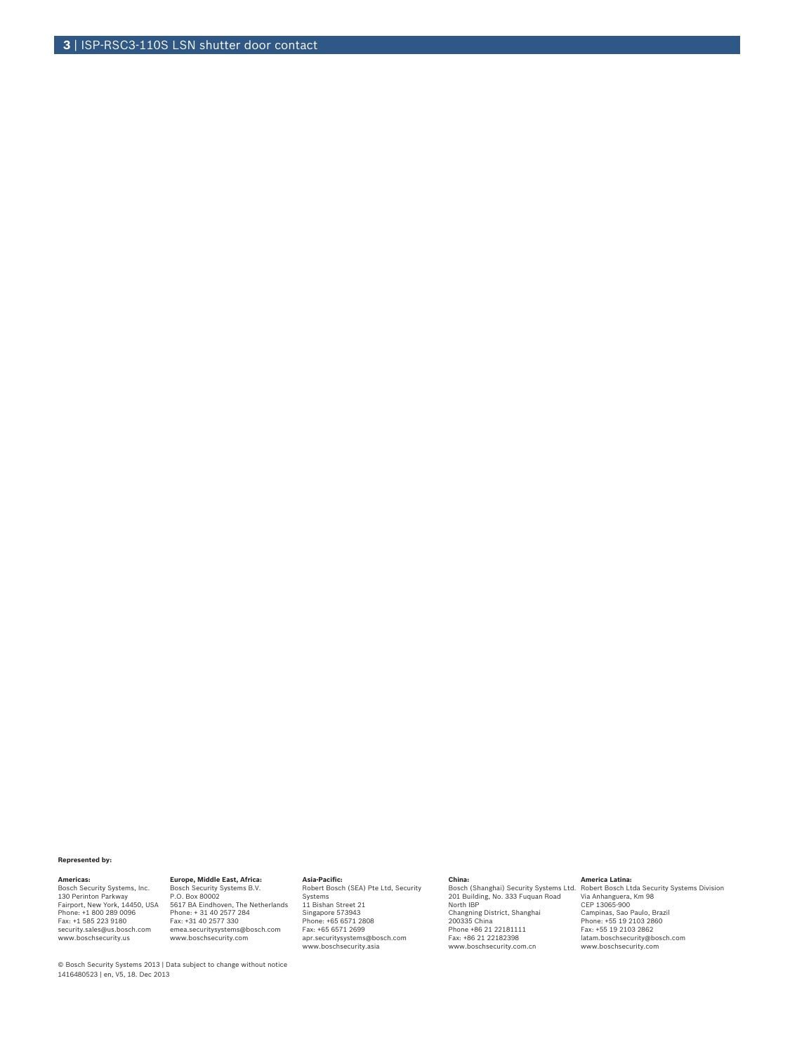**Represented by:**

**Americas:**
Bosch Security Systems, Inc.
130 Perinton Parkway
Fairport, New York, 14450, USA
Phone: +1 800 289 0096
Fax: +1 585 223 9180
security.sales@us.bosch.com
www.boschsecurity.us

**Europe, Middle East, Africa:**
Bosch Security Systems B.V.
P.O. Box 80002
5617 BA Eindhoven, The Netherlands
Phone: + 31 40 2577 284
Fax: +31 40 2577 330
emea.securitysystems@bosch.com
www.boschsecurity.com

**Asia-Pacific:**
Robert Bosch (SEA) Pte Ltd, Security Systems
11 Bishan Street 21
Singapore 573943
Phone: +65 6571 2808
Fax: +65 6571 2699
apr.securitysystems@bosch.com
www.boschsecurity.asia

**China:**
Bosch (Shanghai) Security Systems Ltd.
201 Building, No. 333 Fuquan Road
North IBP
Changning District, Shanghai
200335 China
Phone +86 21 22181111
Fax: +86 21 22182398
www.boschsecurity.com.cn

**America Latina:**
Robert Bosch Ltda Security Systems Division
Via Anhanguera, Km 98
CEP 13065-900
Campinas, Sao Paulo, Brazil
Phone: +55 19 2103 2860
Fax: +55 19 2103 2862
latam.boschsecurity@bosch.com
www.boschsecurity.com

© Bosch Security Systems 2013 | Data subject to change without notice
1416480523 | en, V5, 18. Dec 2013